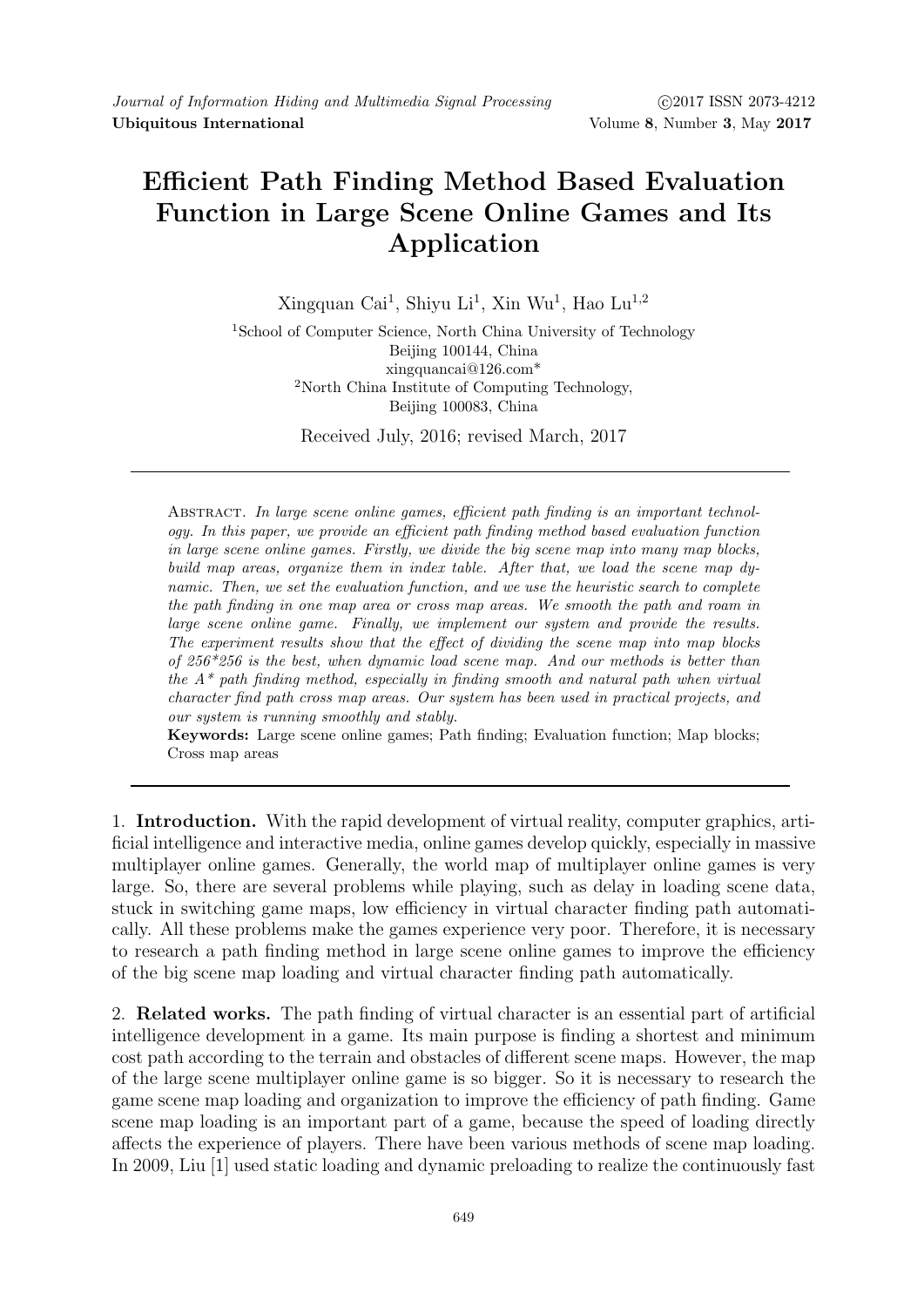# Efficient Path Finding Method Based Evaluation Function in Large Scene Online Games and Its Application

Xingquan Cai[1], Shiyu Li[1], Xin Wu[1], Hao Lu[1,2]

[1]School of Computer Science, North China University of Technology
Beijing 100144, China
xingquancai@126.com*

[2]North China Institute of Computing Technology,
Beijing 100083, China

Received July, 2016; revised March, 2017

---

Abstract. *In large scene online games, efficient path finding is an important technology. In this paper, we provide an efficient path finding method based evaluation function in large scene online games. Firstly, we divide the big scene map into many map blocks, build map areas, organize them in index table. After that, we load the scene map dynamic. Then, we set the evaluation function, and we use the heuristic search to complete the path finding in one map area or cross map areas. We smooth the path and roam in large scene online game. Finally, we implement our system and provide the results. The experiment results show that the effect of dividing the scene map into map blocks of 256*256 is the best, when dynamic load scene map. And our methods is better than the A* path finding method, especially in finding smooth and natural path when virtual character find path cross map areas. Our system has been used in practical projects, and our system is running smoothly and stably.*

**Keywords:** Large scene online games; Path finding; Evaluation function; Map blocks; Cross map areas

---

1. **Introduction.** With the rapid development of virtual reality, computer graphics, artificial intelligence and interactive media, online games develop quickly, especially in massive multiplayer online games. Generally, the world map of multiplayer online games is very large. So, there are several problems while playing, such as delay in loading scene data, stuck in switching game maps, low efficiency in virtual character finding path automatically. All these problems make the games experience very poor. Therefore, it is necessary to research a path finding method in large scene online games to improve the efficiency of the big scene map loading and virtual character finding path automatically.

2. **Related works.** The path finding of virtual character is an essential part of artificial intelligence development in a game. Its main purpose is finding a shortest and minimum cost path according to the terrain and obstacles of different scene maps. However, the map of the large scene multiplayer online game is so bigger. So it is necessary to research the game scene map loading and organization to improve the efficiency of path finding. Game scene map loading is an important part of a game, because the speed of loading directly affects the experience of players. There have been various methods of scene map loading. In 2009, Liu [1] used static loading and dynamic preloading to realize the continuously fast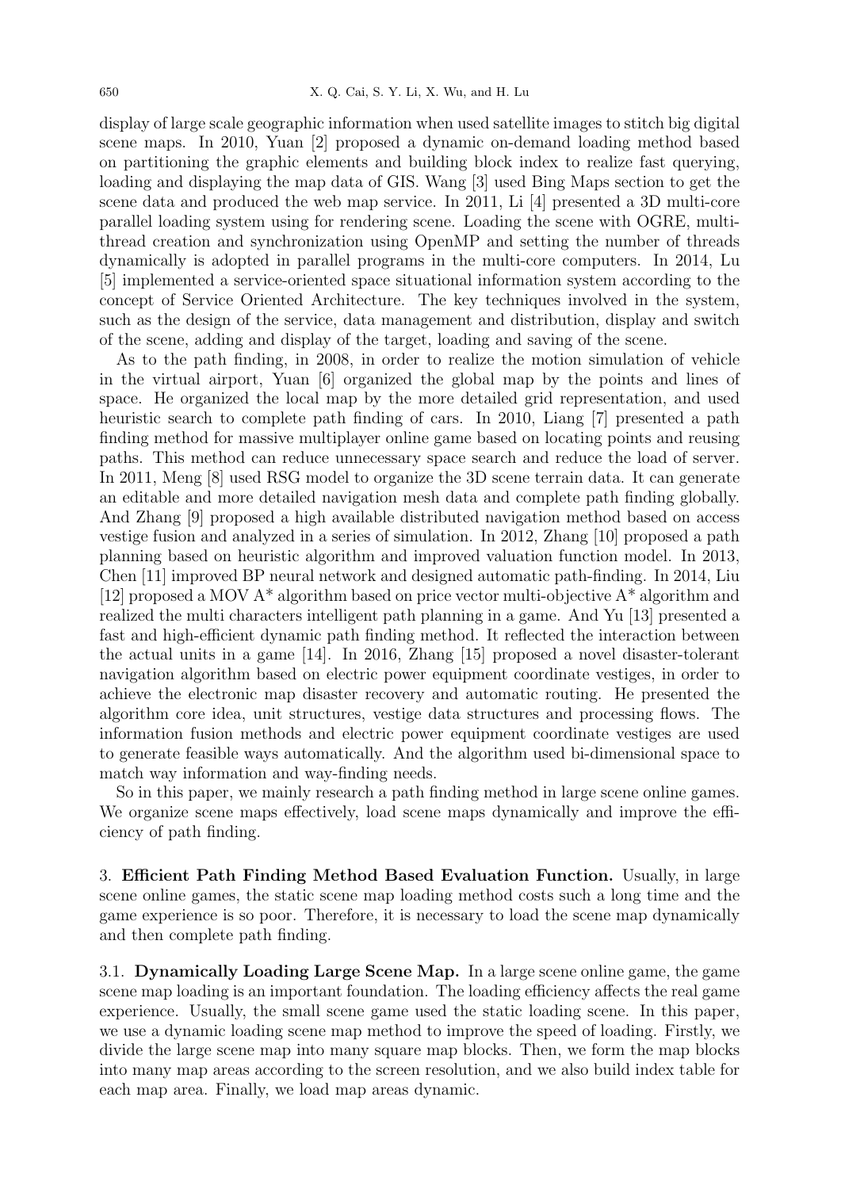display of large scale geographic information when used satellite images to stitch big digital scene maps. In 2010, Yuan [2] proposed a dynamic on-demand loading method based on partitioning the graphic elements and building block index to realize fast querying, loading and displaying the map data of GIS. Wang [3] used Bing Maps section to get the scene data and produced the web map service. In 2011, Li [4] presented a 3D multi-core parallel loading system using for rendering scene. Loading the scene with OGRE, multi-thread creation and synchronization using OpenMP and setting the number of threads dynamically is adopted in parallel programs in the multi-core computers. In 2014, Lu [5] implemented a service-oriented space situational information system according to the concept of Service Oriented Architecture. The key techniques involved in the system, such as the design of the service, data management and distribution, display and switch of the scene, adding and display of the target, loading and saving of the scene.

As to the path finding, in 2008, in order to realize the motion simulation of vehicle in the virtual airport, Yuan [6] organized the global map by the points and lines of space. He organized the local map by the more detailed grid representation, and used heuristic search to complete path finding of cars. In 2010, Liang [7] presented a path finding method for massive multiplayer online game based on locating points and reusing paths. This method can reduce unnecessary space search and reduce the load of server. In 2011, Meng [8] used RSG model to organize the 3D scene terrain data. It can generate an editable and more detailed navigation mesh data and complete path finding globally. And Zhang [9] proposed a high available distributed navigation method based on access vestige fusion and analyzed in a series of simulation. In 2012, Zhang [10] proposed a path planning based on heuristic algorithm and improved valuation function model. In 2013, Chen [11] improved BP neural network and designed automatic path-finding. In 2014, Liu [12] proposed a MOV A* algorithm based on price vector multi-objective A* algorithm and realized the multi characters intelligent path planning in a game. And Yu [13] presented a fast and high-efficient dynamic path finding method. It reflected the interaction between the actual units in a game [14]. In 2016, Zhang [15] proposed a novel disaster-tolerant navigation algorithm based on electric power equipment coordinate vestiges, in order to achieve the electronic map disaster recovery and automatic routing. He presented the algorithm core idea, unit structures, vestige data structures and processing flows. The information fusion methods and electric power equipment coordinate vestiges are used to generate feasible ways automatically. And the algorithm used bi-dimensional space to match way information and way-finding needs.

So in this paper, we mainly research a path finding method in large scene online games. We organize scene maps effectively, load scene maps dynamically and improve the efficiency of path finding.

## 3. Efficient Path Finding Method Based Evaluation Function.

Usually, in large scene online games, the static scene map loading method costs such a long time and the game experience is so poor. Therefore, it is necessary to load the scene map dynamically and then complete path finding.

### 3.1. Dynamically Loading Large Scene Map.

In a large scene online game, the game scene map loading is an important foundation. The loading efficiency affects the real game experience. Usually, the small scene game used the static loading scene. In this paper, we use a dynamic loading scene map method to improve the speed of loading. Firstly, we divide the large scene map into many square map blocks. Then, we form the map blocks into many map areas according to the screen resolution, and we also build index table for each map area. Finally, we load map areas dynamic.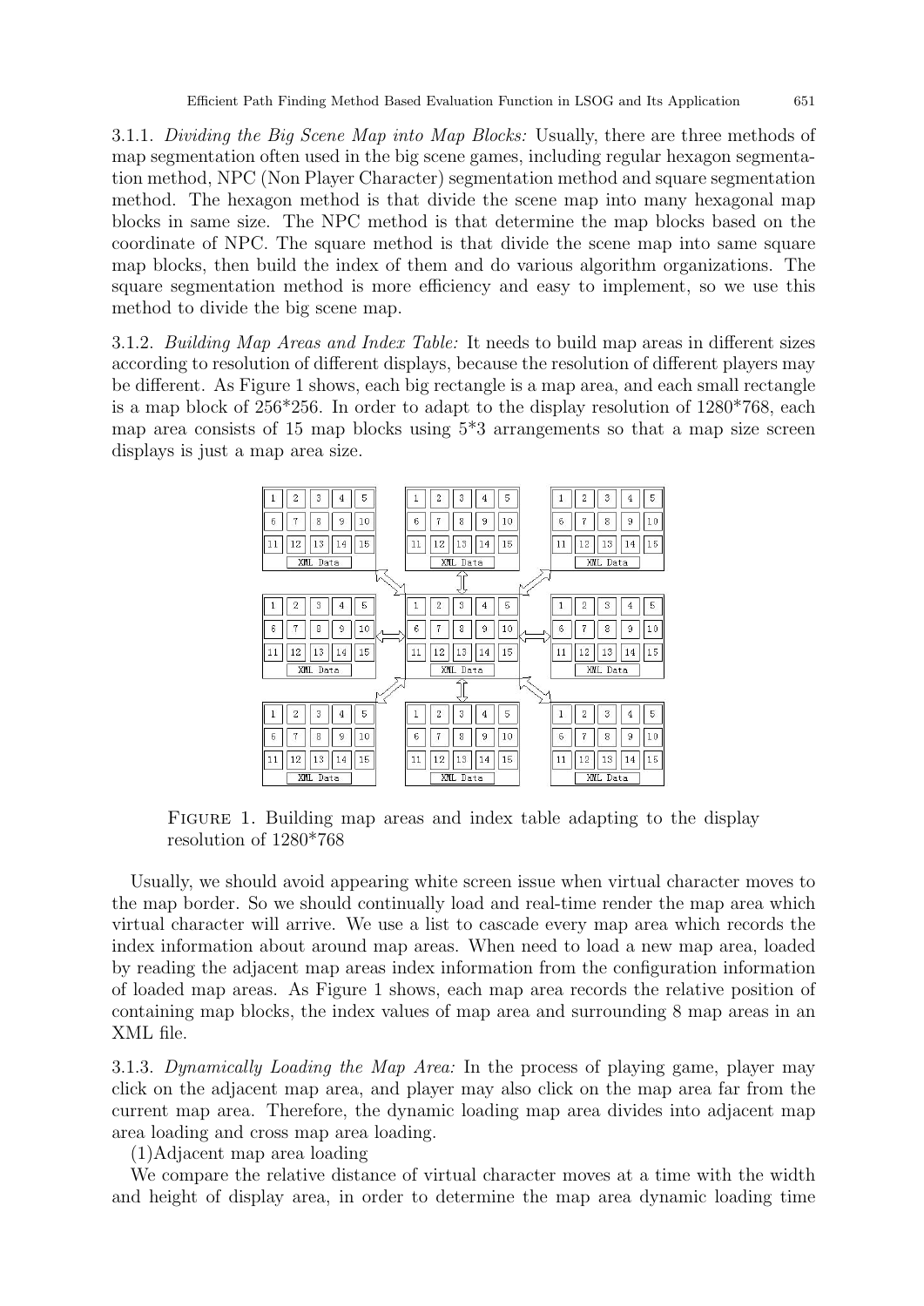3.1.1. *Dividing the Big Scene Map into Map Blocks:* Usually, there are three methods of map segmentation often used in the big scene games, including regular hexagon segmentation method, NPC (Non Player Character) segmentation method and square segmentation method. The hexagon method is that divide the scene map into many hexagonal map blocks in same size. The NPC method is that determine the map blocks based on the coordinate of NPC. The square method is that divide the scene map into same square map blocks, then build the index of them and do various algorithm organizations. The square segmentation method is more efficiency and easy to implement, so we use this method to divide the big scene map.

3.1.2. *Building Map Areas and Index Table:* It needs to build map areas in different sizes according to resolution of different displays, because the resolution of different players may be different. As Figure 1 shows, each big rectangle is a map area, and each small rectangle is a map block of 256*256. In order to adapt to the display resolution of 1280*768, each map area consists of 15 map blocks using 5*3 arrangements so that a map size screen displays is just a map area size.

Figure 1. Building map areas and index table adapting to the display resolution of 1280*768

Usually, we should avoid appearing white screen issue when virtual character moves to the map border. So we should continually load and real-time render the map area which virtual character will arrive. We use a list to cascade every map area which records the index information about around map areas. When need to load a new map area, loaded by reading the adjacent map areas index information from the configuration information of loaded map areas. As Figure 1 shows, each map area records the relative position of containing map blocks, the index values of map area and surrounding 8 map areas in an XML file.

3.1.3. *Dynamically Loading the Map Area:* In the process of playing game, player may click on the adjacent map area, and player may also click on the map area far from the current map area. Therefore, the dynamic loading map area divides into adjacent map area loading and cross map area loading.

(1)Adjacent map area loading

We compare the relative distance of virtual character moves at a time with the width and height of display area, in order to determine the map area dynamic loading time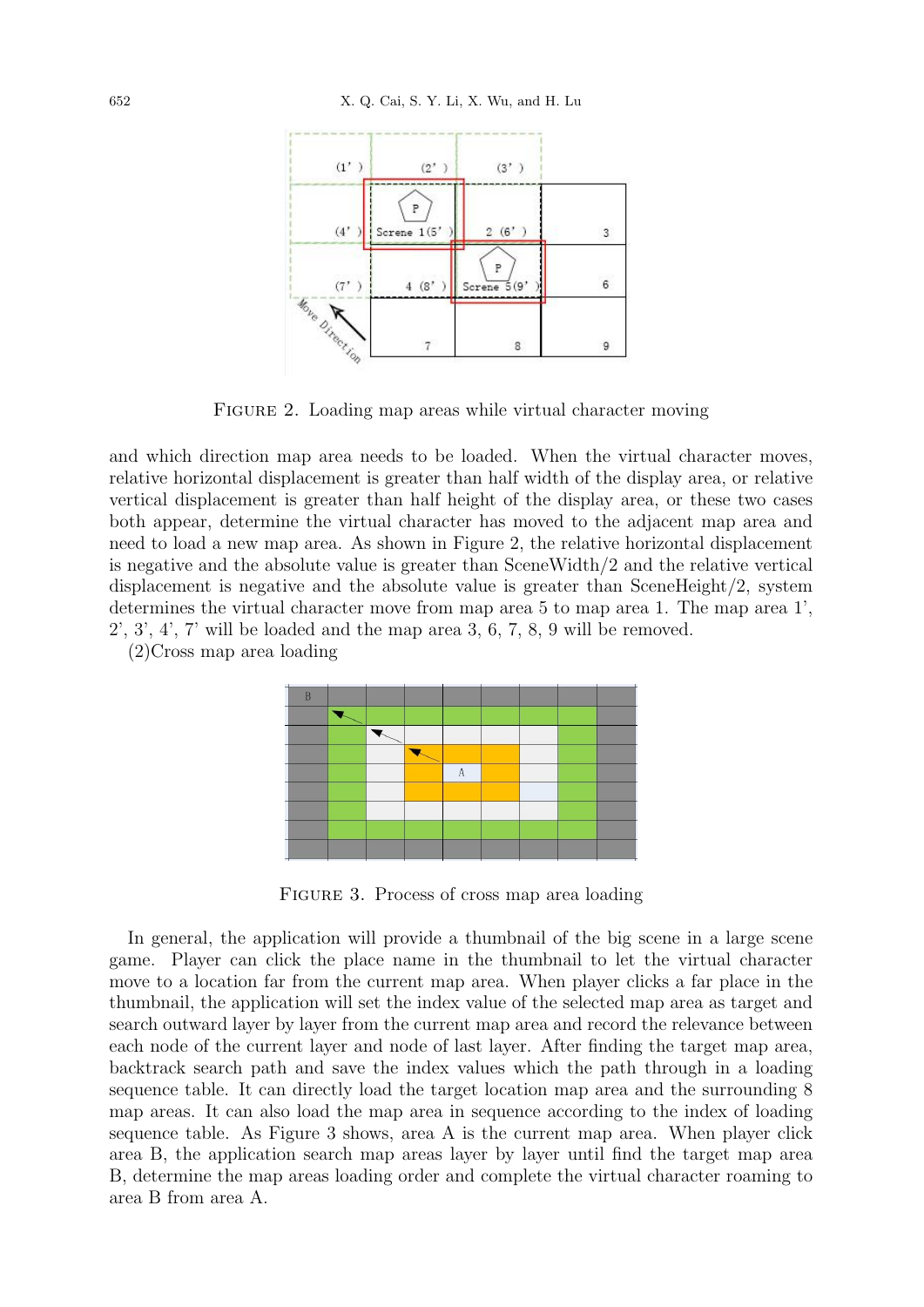FIGURE 2. Loading map areas while virtual character moving

and which direction map area needs to be loaded. When the virtual character moves, relative horizontal displacement is greater than half width of the display area, or relative vertical displacement is greater than half height of the display area, or these two cases both appear, determine the virtual character has moved to the adjacent map area and need to load a new map area. As shown in Figure 2, the relative horizontal displacement is negative and the absolute value is greater than SceneWidth/2 and the relative vertical displacement is negative and the absolute value is greater than SceneHeight/2, system determines the virtual character move from map area 5 to map area 1. The map area 1', 2', 3', 4', 7' will be loaded and the map area 3, 6, 7, 8, 9 will be removed.

(2)Cross map area loading

FIGURE 3. Process of cross map area loading

In general, the application will provide a thumbnail of the big scene in a large scene game. Player can click the place name in the thumbnail to let the virtual character move to a location far from the current map area. When player clicks a far place in the thumbnail, the application will set the index value of the selected map area as target and search outward layer by layer from the current map area and record the relevance between each node of the current layer and node of last layer. After finding the target map area, backtrack search path and save the index values which the path through in a loading sequence table. It can directly load the target location map area and the surrounding 8 map areas. It can also load the map area in sequence according to the index of loading sequence table. As Figure 3 shows, area A is the current map area. When player click area B, the application search map areas layer by layer until find the target map area B, determine the map areas loading order and complete the virtual character roaming to area B from area A.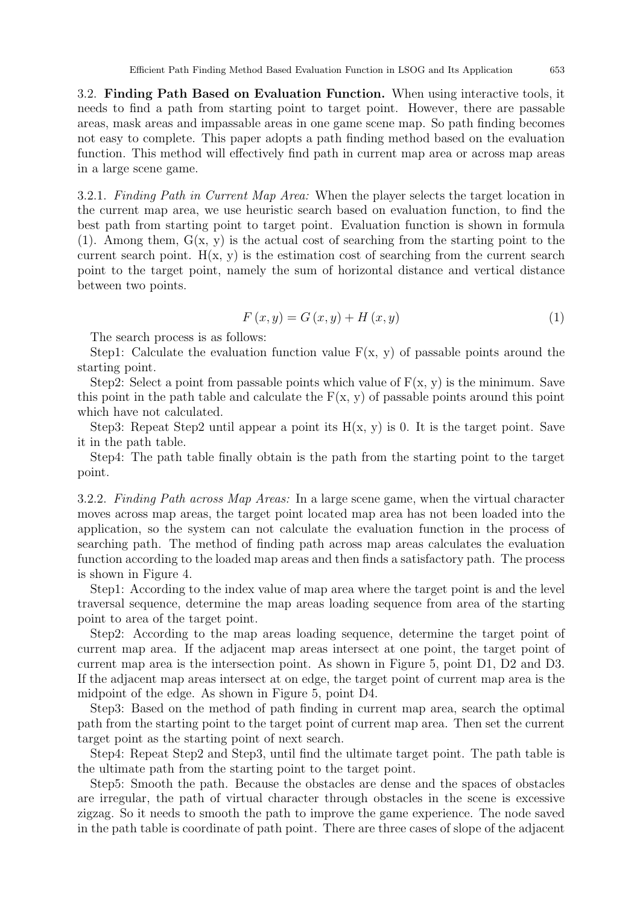3.2. **Finding Path Based on Evaluation Function.** When using interactive tools, it needs to find a path from starting point to target point. However, there are passable areas, mask areas and impassable areas in one game scene map. So path finding becomes not easy to complete. This paper adopts a path finding method based on the evaluation function. This method will effectively find path in current map area or across map areas in a large scene game.

3.2.1. *Finding Path in Current Map Area:* When the player selects the target location in the current map area, we use heuristic search based on evaluation function, to find the best path from starting point to target point. Evaluation function is shown in formula (1). Among them, G(x, y) is the actual cost of searching from the starting point to the current search point. H(x, y) is the estimation cost of searching from the current search point to the target point, namely the sum of horizontal distance and vertical distance between two points.

$$F(x, y) = G(x, y) + H(x, y) \tag{1}$$

The search process is as follows:

Step1: Calculate the evaluation function value F(x, y) of passable points around the starting point.

Step2: Select a point from passable points which value of F(x, y) is the minimum. Save this point in the path table and calculate the F(x, y) of passable points around this point which have not calculated.

Step3: Repeat Step2 until appear a point its H(x, y) is 0. It is the target point. Save it in the path table.

Step4: The path table finally obtain is the path from the starting point to the target point.

3.2.2. *Finding Path across Map Areas:* In a large scene game, when the virtual character moves across map areas, the target point located map area has not been loaded into the application, so the system can not calculate the evaluation function in the process of searching path. The method of finding path across map areas calculates the evaluation function according to the loaded map areas and then finds a satisfactory path. The process is shown in Figure 4.

Step1: According to the index value of map area where the target point is and the level traversal sequence, determine the map areas loading sequence from area of the starting point to area of the target point.

Step2: According to the map areas loading sequence, determine the target point of current map area. If the adjacent map areas intersect at one point, the target point of current map area is the intersection point. As shown in Figure 5, point D1, D2 and D3. If the adjacent map areas intersect at on edge, the target point of current map area is the midpoint of the edge. As shown in Figure 5, point D4.

Step3: Based on the method of path finding in current map area, search the optimal path from the starting point to the target point of current map area. Then set the current target point as the starting point of next search.

Step4: Repeat Step2 and Step3, until find the ultimate target point. The path table is the ultimate path from the starting point to the target point.

Step5: Smooth the path. Because the obstacles are dense and the spaces of obstacles are irregular, the path of virtual character through obstacles in the scene is excessive zigzag. So it needs to smooth the path to improve the game experience. The node saved in the path table is coordinate of path point. There are three cases of slope of the adjacent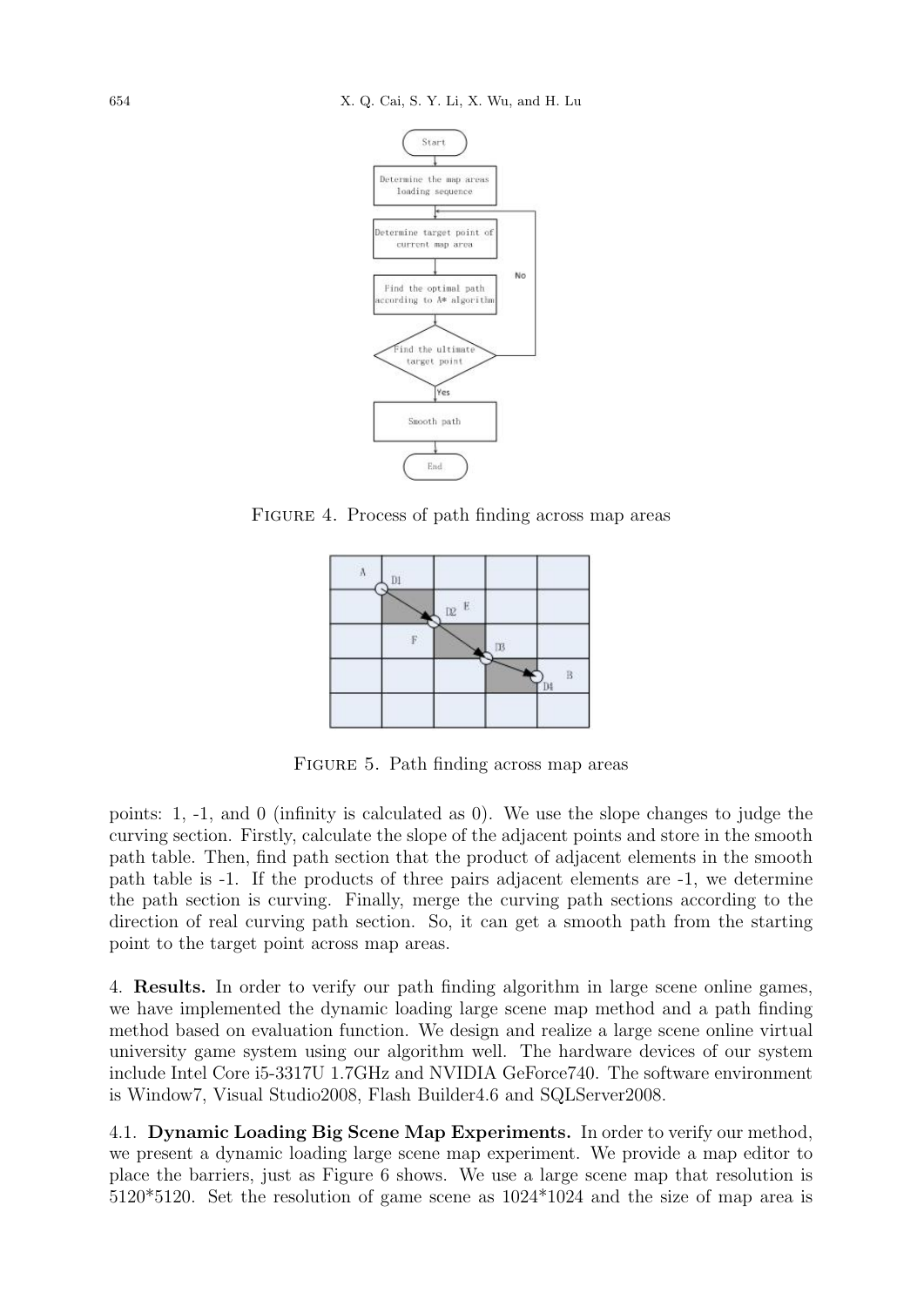FIGURE 4. Process of path finding across map areas

FIGURE 5. Path finding across map areas

points: 1, -1, and 0 (infinity is calculated as 0). We use the slope changes to judge the curving section. Firstly, calculate the slope of the adjacent points and store in the smooth path table. Then, find path section that the product of adjacent elements in the smooth path table is -1. If the products of three pairs adjacent elements are -1, we determine the path section is curving. Finally, merge the curving path sections according to the direction of real curving path section. So, it can get a smooth path from the starting point to the target point across map areas.

## 4. Results.

In order to verify our path finding algorithm in large scene online games, we have implemented the dynamic loading large scene map method and a path finding method based on evaluation function. We design and realize a large scene online virtual university game system using our algorithm well. The hardware devices of our system include Intel Core i5-3317U 1.7GHz and NVIDIA GeForce740. The software environment is Window7, Visual Studio2008, Flash Builder4.6 and SQLServer2008.

### 4.1. Dynamic Loading Big Scene Map Experiments.

In order to verify our method, we present a dynamic loading large scene map experiment. We provide a map editor to place the barriers, just as Figure 6 shows. We use a large scene map that resolution is 5120*5120. Set the resolution of game scene as 1024*1024 and the size of map area is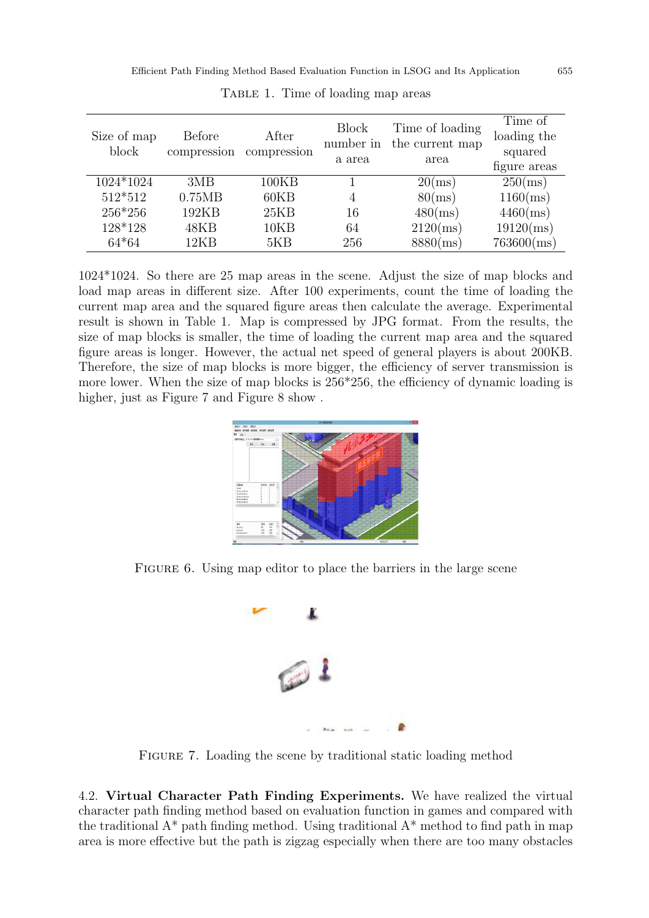TABLE 1. Time of loading map areas

| Size of map block | Before compression | After compression | Block number in a area | Time of loading the current map area | Time of loading the squared figure areas |
|---|---|---|---|---|---|
| 1024*1024 | 3MB | 100KB | 1 | 20(ms) | 250(ms) |
| 512*512 | 0.75MB | 60KB | 4 | 80(ms) | 1160(ms) |
| 256*256 | 192KB | 25KB | 16 | 480(ms) | 4460(ms) |
| 128*128 | 48KB | 10KB | 64 | 2120(ms) | 19120(ms) |
| 64*64 | 12KB | 5KB | 256 | 8880(ms) | 763600(ms) |

1024*1024. So there are 25 map areas in the scene. Adjust the size of map blocks and load map areas in different size. After 100 experiments, count the time of loading the current map area and the squared figure areas then calculate the average. Experimental result is shown in Table 1. Map is compressed by JPG format. From the results, the size of map blocks is smaller, the time of loading the current map area and the squared figure areas is longer. However, the actual net speed of general players is about 200KB. Therefore, the size of map blocks is more bigger, the efficiency of server transmission is more lower. When the size of map blocks is 256*256, the efficiency of dynamic loading is higher, just as Figure 7 and Figure 8 show .

FIGURE 6. Using map editor to place the barriers in the large scene

FIGURE 7. Loading the scene by traditional static loading method

4.2. **Virtual Character Path Finding Experiments.** We have realized the virtual character path finding method based on evaluation function in games and compared with the traditional A* path finding method. Using traditional A* method to find path in map area is more effective but the path is zigzag especially when there are too many obstacles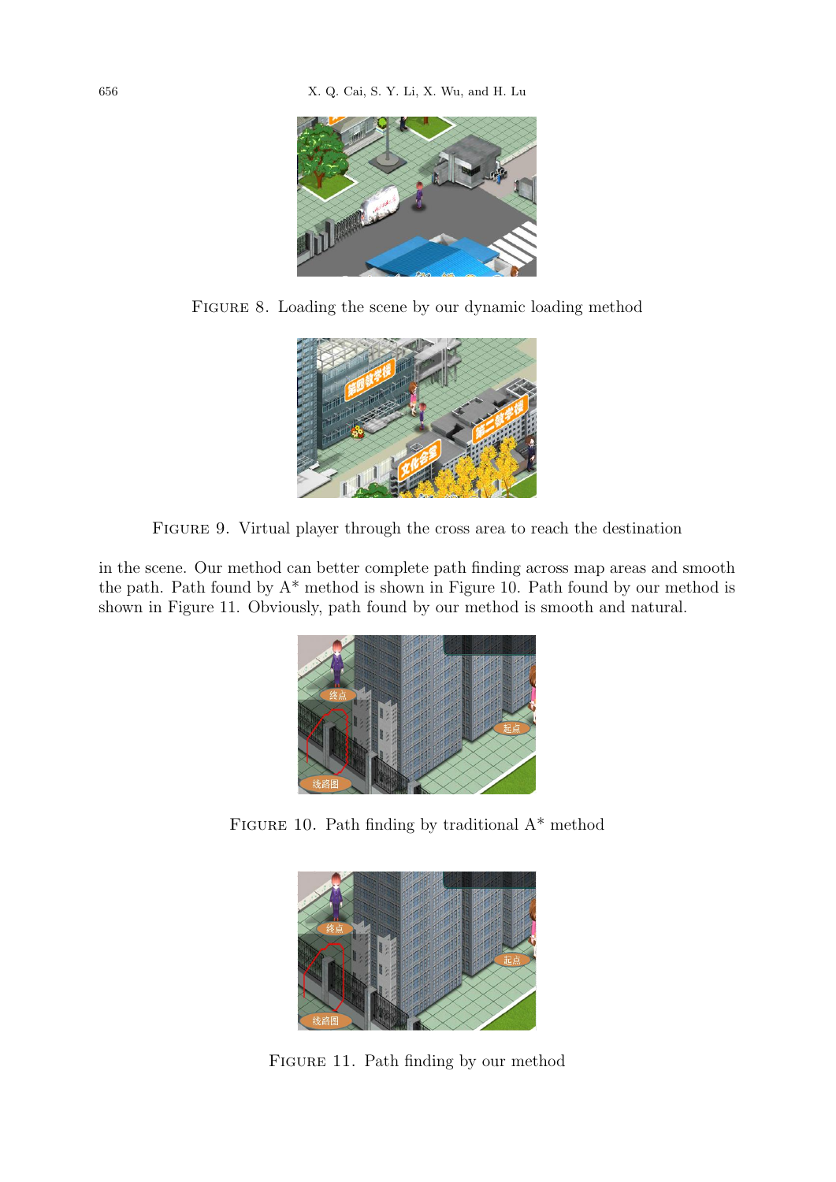Figure 8. Loading the scene by our dynamic loading method

Figure 9. Virtual player through the cross area to reach the destination

in the scene. Our method can better complete path finding across map areas and smooth the path. Path found by A* method is shown in Figure 10. Path found by our method is shown in Figure 11. Obviously, path found by our method is smooth and natural.

Figure 10. Path finding by traditional A* method

Figure 11. Path finding by our method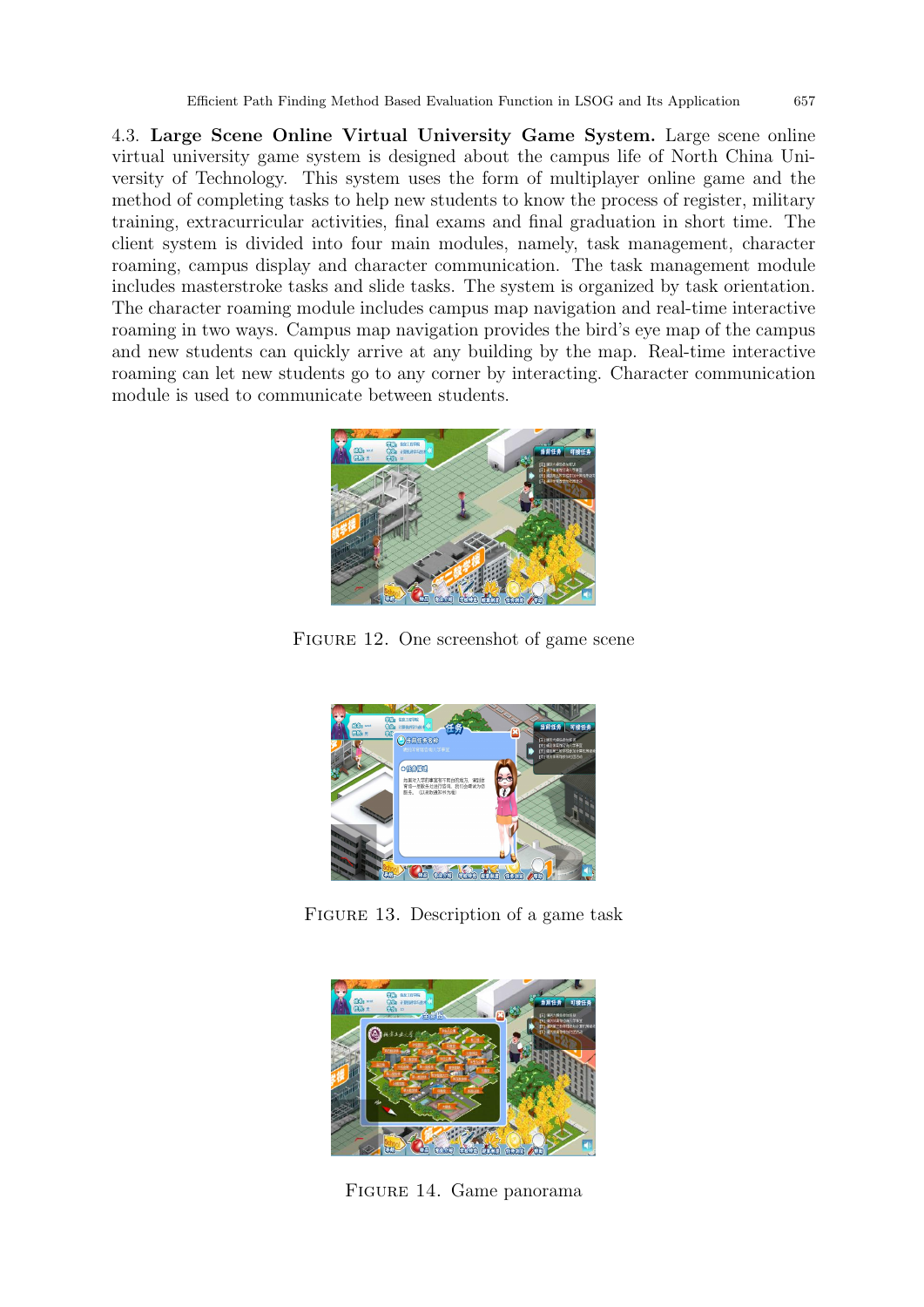4.3. **Large Scene Online Virtual University Game System.** Large scene online virtual university game system is designed about the campus life of North China University of Technology. This system uses the form of multiplayer online game and the method of completing tasks to help new students to know the process of register, military training, extracurricular activities, final exams and final graduation in short time. The client system is divided into four main modules, namely, task management, character roaming, campus display and character communication. The task management module includes masterstroke tasks and slide tasks. The system is organized by task orientation. The character roaming module includes campus map navigation and real-time interactive roaming in two ways. Campus map navigation provides the bird's eye map of the campus and new students can quickly arrive at any building by the map. Real-time interactive roaming can let new students go to any corner by interacting. Character communication module is used to communicate between students.

FIGURE 12. One screenshot of game scene

FIGURE 13. Description of a game task

FIGURE 14. Game panorama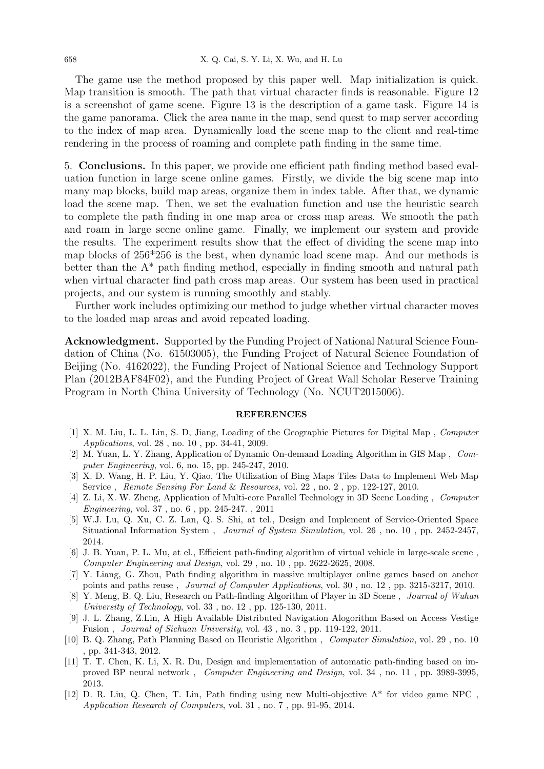The game use the method proposed by this paper well. Map initialization is quick. Map transition is smooth. The path that virtual character finds is reasonable. Figure 12 is a screenshot of game scene. Figure 13 is the description of a game task. Figure 14 is the game panorama. Click the area name in the map, send quest to map server according to the index of map area. Dynamically load the scene map to the client and real-time rendering in the process of roaming and complete path finding in the same time.

5. **Conclusions.** In this paper, we provide one efficient path finding method based evaluation function in large scene online games. Firstly, we divide the big scene map into many map blocks, build map areas, organize them in index table. After that, we dynamic load the scene map. Then, we set the evaluation function and use the heuristic search to complete the path finding in one map area or cross map areas. We smooth the path and roam in large scene online game. Finally, we implement our system and provide the results. The experiment results show that the effect of dividing the scene map into map blocks of 256*256 is the best, when dynamic load scene map. And our methods is better than the A* path finding method, especially in finding smooth and natural path when virtual character find path cross map areas. Our system has been used in practical projects, and our system is running smoothly and stably.

Further work includes optimizing our method to judge whether virtual character moves to the loaded map areas and avoid repeated loading.

**Acknowledgment.** Supported by the Funding Project of National Natural Science Foundation of China (No. 61503005), the Funding Project of Natural Science Foundation of Beijing (No. 4162022), the Funding Project of National Science and Technology Support Plan (2012BAF84F02), and the Funding Project of Great Wall Scholar Reserve Training Program in North China University of Technology (No. NCUT2015006).

## REFERENCES

[1] X. M. Liu, L. L. Lin, S. D, Jiang, Loading of the Geographic Pictures for Digital Map , *Computer Applications*, vol. 28 , no. 10 , pp. 34-41, 2009.

[2] M. Yuan, L. Y. Zhang, Application of Dynamic On-demand Loading Algorithm in GIS Map , *Computer Engineering*, vol. 6, no. 15, pp. 245-247, 2010.

[3] X. D. Wang, H. P. Liu, Y. Qiao, The Utilization of Bing Maps Tiles Data to Implement Web Map Service , *Remote Sensing For Land & Resources*, vol. 22 , no. 2 , pp. 122-127, 2010.

[4] Z. Li, X. W. Zheng, Application of Multi-core Parallel Technology in 3D Scene Loading , *Computer Engineering*, vol. 37 , no. 6 , pp. 245-247. , 2011

[5] W.J. Lu, Q. Xu, C. Z. Lan, Q. S. Shi, at tel., Design and Implement of Service-Oriented Space Situational Information System , *Journal of System Simulation*, vol. 26 , no. 10 , pp. 2452-2457, 2014.

[6] J. B. Yuan, P. L. Mu, at el., Efficient path-finding algorithm of virtual vehicle in large-scale scene , *Computer Engineering and Design*, vol. 29 , no. 10 , pp. 2622-2625, 2008.

[7] Y. Liang, G. Zhou, Path finding algorithm in massive multiplayer online games based on anchor points and paths reuse , *Journal of Computer Applications*, vol. 30 , no. 12 , pp. 3215-3217, 2010.

[8] Y. Meng, B. Q. Liu, Research on Path-finding Algorithm of Player in 3D Scene , *Journal of Wuhan University of Technology*, vol. 33 , no. 12 , pp. 125-130, 2011.

[9] J. L. Zhang, Z.Lin, A High Available Distributed Navigation Alogorithm Based on Access Vestige Fusion , *Journal of Sichuan University*, vol. 43 , no. 3 , pp. 119-122, 2011.

[10] B. Q. Zhang, Path Planning Based on Heuristic Algorithm , *Computer Simulation*, vol. 29 , no. 10 , pp. 341-343, 2012.

[11] T. T. Chen, K. Li, X. R. Du, Design and implementation of automatic path-finding based on improved BP neural network , *Computer Engineering and Design*, vol. 34 , no. 11 , pp. 3989-3995, 2013.

[12] D. R. Liu, Q. Chen, T. Lin, Path finding using new Multi-objective A* for video game NPC , *Application Research of Computers*, vol. 31 , no. 7 , pp. 91-95, 2014.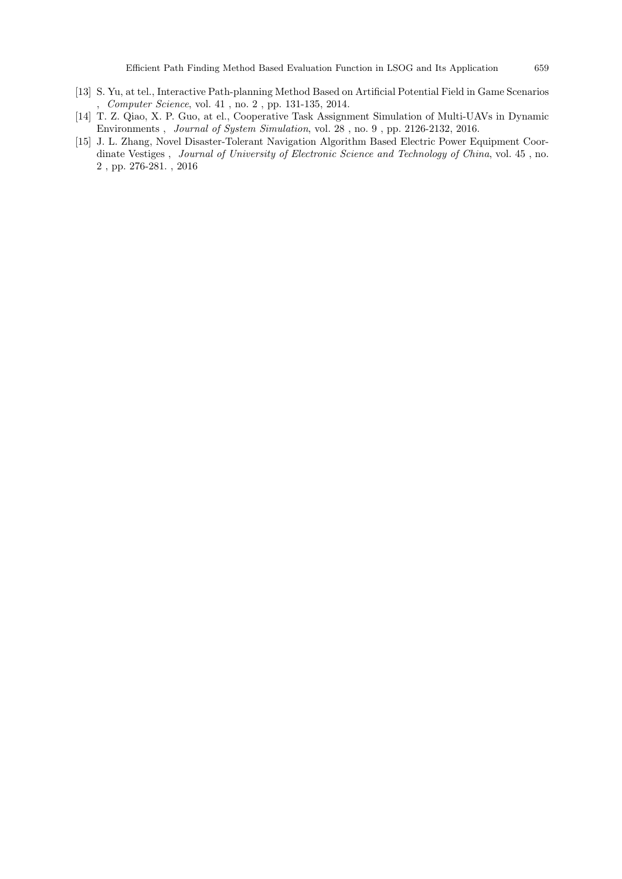[13] S. Yu, at tel., Interactive Path-planning Method Based on Artificial Potential Field in Game Scenarios , *Computer Science*, vol. 41 , no. 2 , pp. 131-135, 2014.

[14] T. Z. Qiao, X. P. Guo, at el., Cooperative Task Assignment Simulation of Multi-UAVs in Dynamic Environments , *Journal of System Simulation*, vol. 28 , no. 9 , pp. 2126-2132, 2016.

[15] J. L. Zhang, Novel Disaster-Tolerant Navigation Algorithm Based Electric Power Equipment Coordinate Vestiges , *Journal of University of Electronic Science and Technology of China*, vol. 45 , no. 2 , pp. 276-281. , 2016